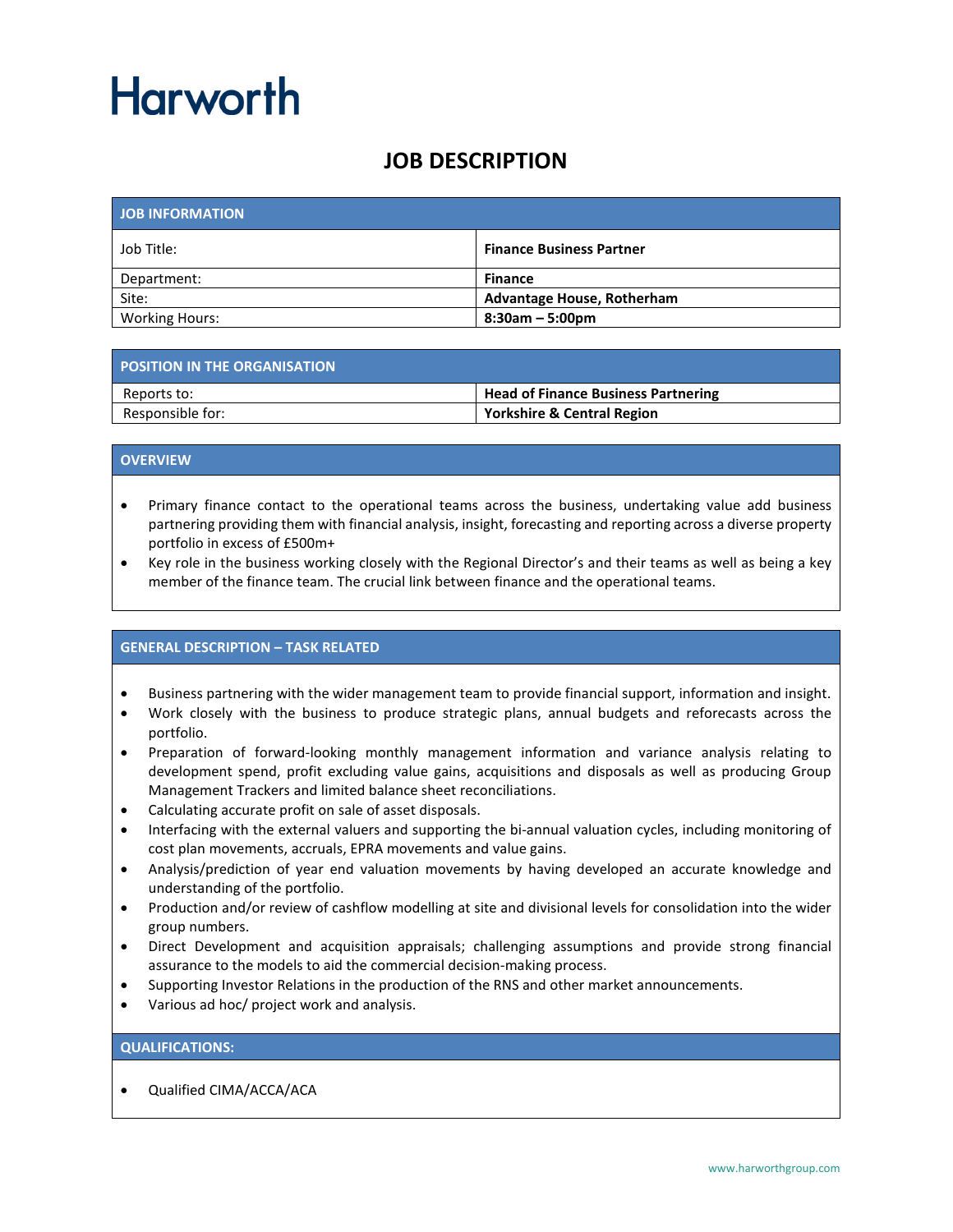Harworth

# JOB DESCRIPTION

| JOB INFORMATION | |
|---|---|
| Job Title: | **Finance Business Partner** |
| Department: | **Finance** |
| Site: | **Advantage House, Rotherham** |
| Working Hours: | **8:30am – 5:00pm** |

| POSITION IN THE ORGANISATION | |
|---|---|
| Reports to: | **Head of Finance Business Partnering** |
| Responsible for: | **Yorkshire & Central Region** |

## OVERVIEW

- Primary finance contact to the operational teams across the business, undertaking value add business partnering providing them with financial analysis, insight, forecasting and reporting across a diverse property portfolio in excess of £500m+
- Key role in the business working closely with the Regional Director's and their teams as well as being a key member of the finance team. The crucial link between finance and the operational teams.

## GENERAL DESCRIPTION – TASK RELATED

- Business partnering with the wider management team to provide financial support, information and insight.
- Work closely with the business to produce strategic plans, annual budgets and reforecasts across the portfolio.
- Preparation of forward-looking monthly management information and variance analysis relating to development spend, profit excluding value gains, acquisitions and disposals as well as producing Group Management Trackers and limited balance sheet reconciliations.
- Calculating accurate profit on sale of asset disposals.
- Interfacing with the external valuers and supporting the bi-annual valuation cycles, including monitoring of cost plan movements, accruals, EPRA movements and value gains.
- Analysis/prediction of year end valuation movements by having developed an accurate knowledge and understanding of the portfolio.
- Production and/or review of cashflow modelling at site and divisional levels for consolidation into the wider group numbers.
- Direct Development and acquisition appraisals; challenging assumptions and provide strong financial assurance to the models to aid the commercial decision-making process.
- Supporting Investor Relations in the production of the RNS and other market announcements.
- Various ad hoc/ project work and analysis.

## QUALIFICATIONS:

- Qualified CIMA/ACCA/ACA

www.harworthgroup.com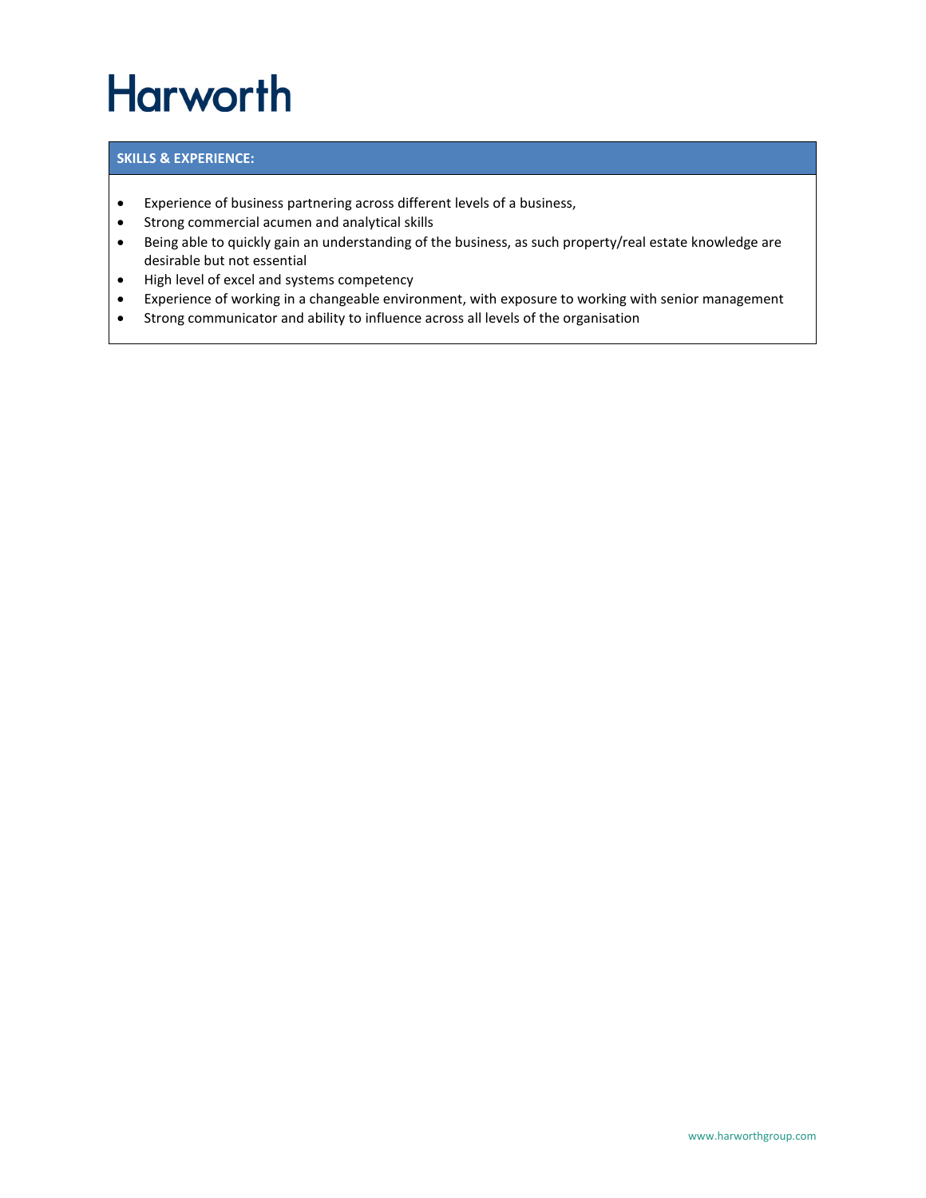# Harworth

## SKILLS & EXPERIENCE:

- Experience of business partnering across different levels of a business,
- Strong commercial acumen and analytical skills
- Being able to quickly gain an understanding of the business, as such property/real estate knowledge are desirable but not essential
- High level of excel and systems competency
- Experience of working in a changeable environment, with exposure to working with senior management
- Strong communicator and ability to influence across all levels of the organisation

www.harworthgroup.com